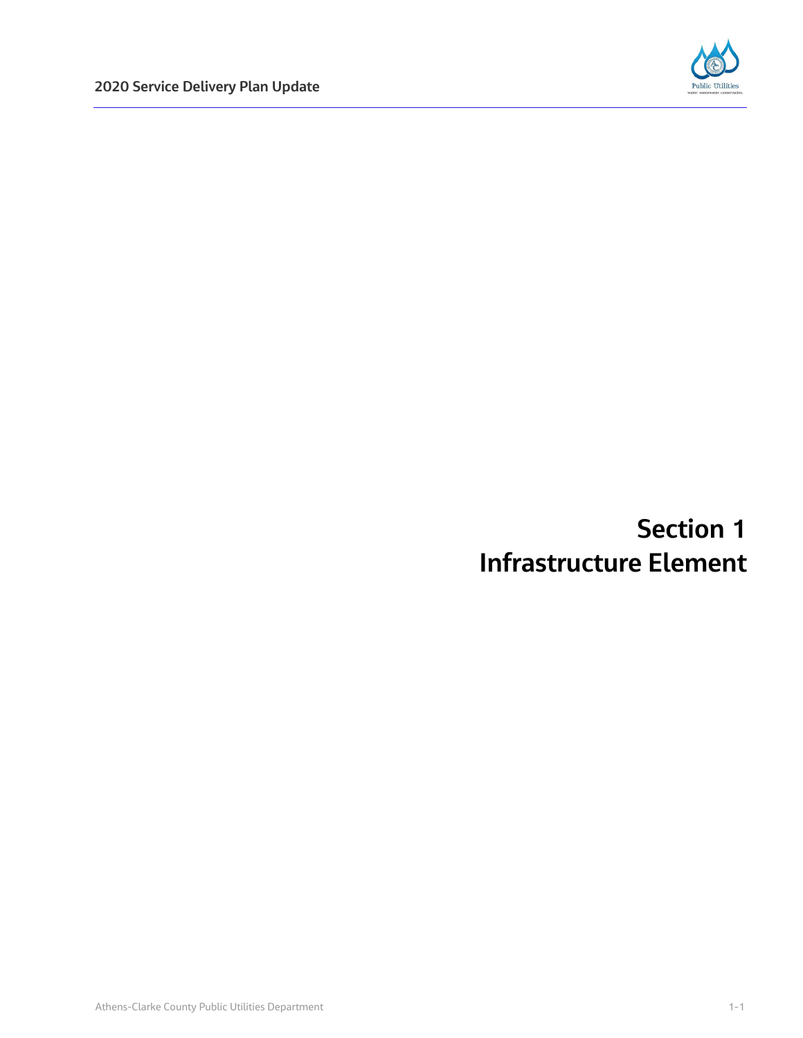# Section 1
# Infrastructure Element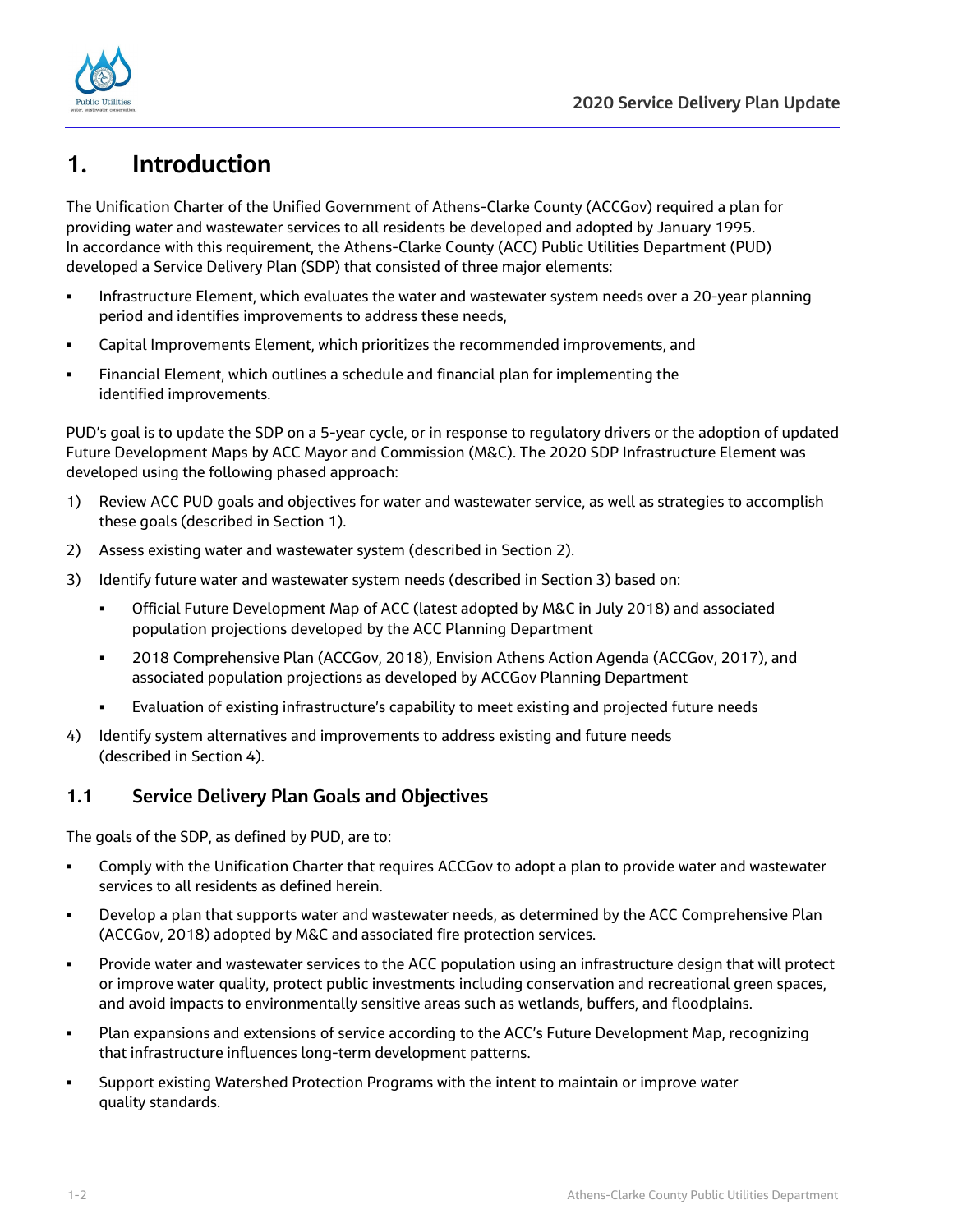# 1. Introduction

The Unification Charter of the Unified Government of Athens-Clarke County (ACCGov) required a plan for providing water and wastewater services to all residents be developed and adopted by January 1995. In accordance with this requirement, the Athens-Clarke County (ACC) Public Utilities Department (PUD) developed a Service Delivery Plan (SDP) that consisted of three major elements:

- Infrastructure Element, which evaluates the water and wastewater system needs over a 20-year planning period and identifies improvements to address these needs,
- Capital Improvements Element, which prioritizes the recommended improvements, and
- Financial Element, which outlines a schedule and financial plan for implementing the identified improvements.

PUD's goal is to update the SDP on a 5-year cycle, or in response to regulatory drivers or the adoption of updated Future Development Maps by ACC Mayor and Commission (M&C). The 2020 SDP Infrastructure Element was developed using the following phased approach:

1) Review ACC PUD goals and objectives for water and wastewater service, as well as strategies to accomplish these goals (described in Section 1).
2) Assess existing water and wastewater system (described in Section 2).
3) Identify future water and wastewater system needs (described in Section 3) based on:
   - Official Future Development Map of ACC (latest adopted by M&C in July 2018) and associated population projections developed by the ACC Planning Department
   - 2018 Comprehensive Plan (ACCGov, 2018), Envision Athens Action Agenda (ACCGov, 2017), and associated population projections as developed by ACCGov Planning Department
   - Evaluation of existing infrastructure's capability to meet existing and projected future needs
4) Identify system alternatives and improvements to address existing and future needs (described in Section 4).

## 1.1 Service Delivery Plan Goals and Objectives

The goals of the SDP, as defined by PUD, are to:

- Comply with the Unification Charter that requires ACCGov to adopt a plan to provide water and wastewater services to all residents as defined herein.
- Develop a plan that supports water and wastewater needs, as determined by the ACC Comprehensive Plan (ACCGov, 2018) adopted by M&C and associated fire protection services.
- Provide water and wastewater services to the ACC population using an infrastructure design that will protect or improve water quality, protect public investments including conservation and recreational green spaces, and avoid impacts to environmentally sensitive areas such as wetlands, buffers, and floodplains.
- Plan expansions and extensions of service according to the ACC's Future Development Map, recognizing that infrastructure influences long-term development patterns.
- Support existing Watershed Protection Programs with the intent to maintain or improve water quality standards.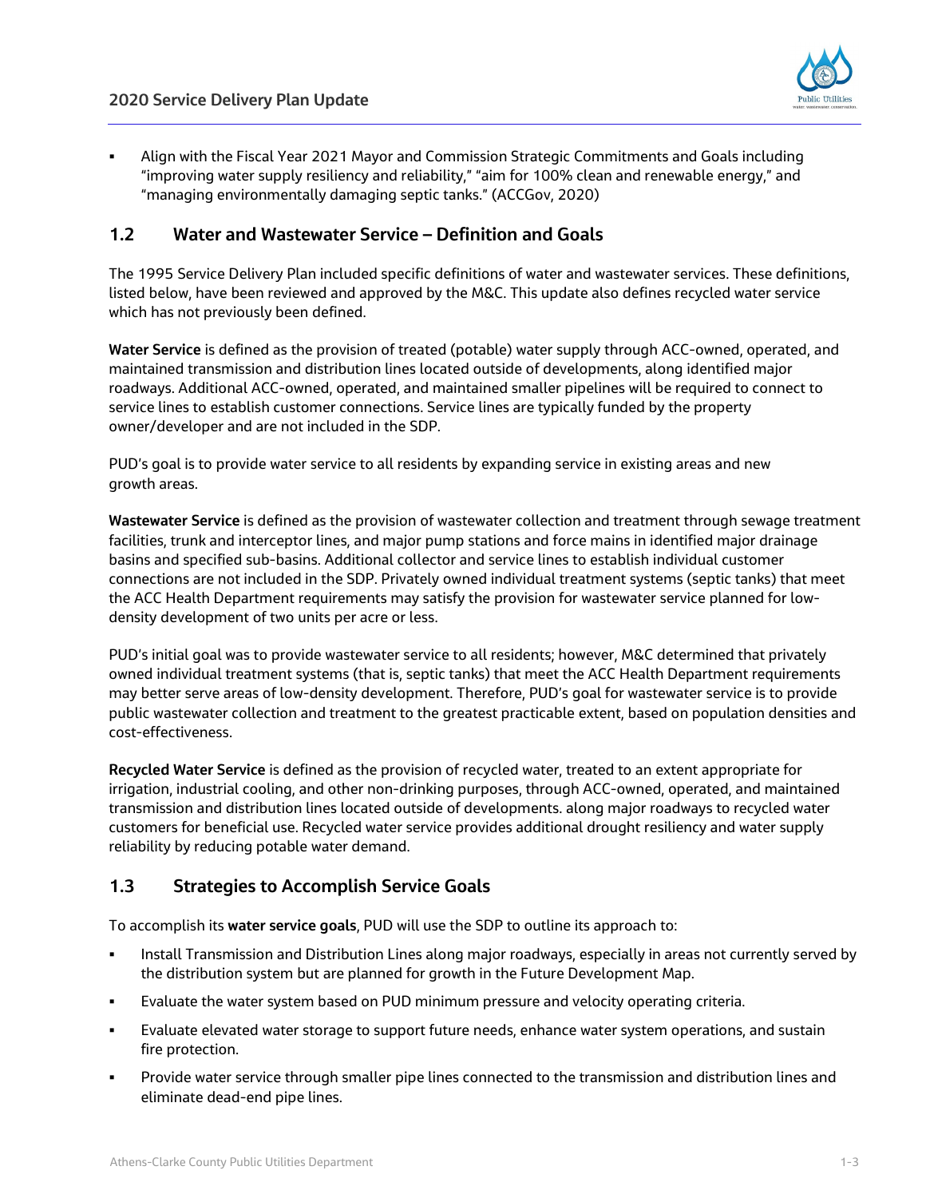- Align with the Fiscal Year 2021 Mayor and Commission Strategic Commitments and Goals including "improving water supply resiliency and reliability," "aim for 100% clean and renewable energy," and "managing environmentally damaging septic tanks." (ACCGov, 2020)

## 1.2 Water and Wastewater Service – Definition and Goals

The 1995 Service Delivery Plan included specific definitions of water and wastewater services. These definitions, listed below, have been reviewed and approved by the M&C. This update also defines recycled water service which has not previously been defined.

**Water Service** is defined as the provision of treated (potable) water supply through ACC-owned, operated, and maintained transmission and distribution lines located outside of developments, along identified major roadways. Additional ACC-owned, operated, and maintained smaller pipelines will be required to connect to service lines to establish customer connections. Service lines are typically funded by the property owner/developer and are not included in the SDP.

PUD's goal is to provide water service to all residents by expanding service in existing areas and new growth areas.

**Wastewater Service** is defined as the provision of wastewater collection and treatment through sewage treatment facilities, trunk and interceptor lines, and major pump stations and force mains in identified major drainage basins and specified sub-basins. Additional collector and service lines to establish individual customer connections are not included in the SDP. Privately owned individual treatment systems (septic tanks) that meet the ACC Health Department requirements may satisfy the provision for wastewater service planned for low-density development of two units per acre or less.

PUD's initial goal was to provide wastewater service to all residents; however, M&C determined that privately owned individual treatment systems (that is, septic tanks) that meet the ACC Health Department requirements may better serve areas of low-density development. Therefore, PUD's goal for wastewater service is to provide public wastewater collection and treatment to the greatest practicable extent, based on population densities and cost-effectiveness.

**Recycled Water Service** is defined as the provision of recycled water, treated to an extent appropriate for irrigation, industrial cooling, and other non-drinking purposes, through ACC-owned, operated, and maintained transmission and distribution lines located outside of developments. along major roadways to recycled water customers for beneficial use. Recycled water service provides additional drought resiliency and water supply reliability by reducing potable water demand.

## 1.3 Strategies to Accomplish Service Goals

To accomplish its **water service goals**, PUD will use the SDP to outline its approach to:

- Install Transmission and Distribution Lines along major roadways, especially in areas not currently served by the distribution system but are planned for growth in the Future Development Map.
- Evaluate the water system based on PUD minimum pressure and velocity operating criteria.
- Evaluate elevated water storage to support future needs, enhance water system operations, and sustain fire protection.
- Provide water service through smaller pipe lines connected to the transmission and distribution lines and eliminate dead-end pipe lines.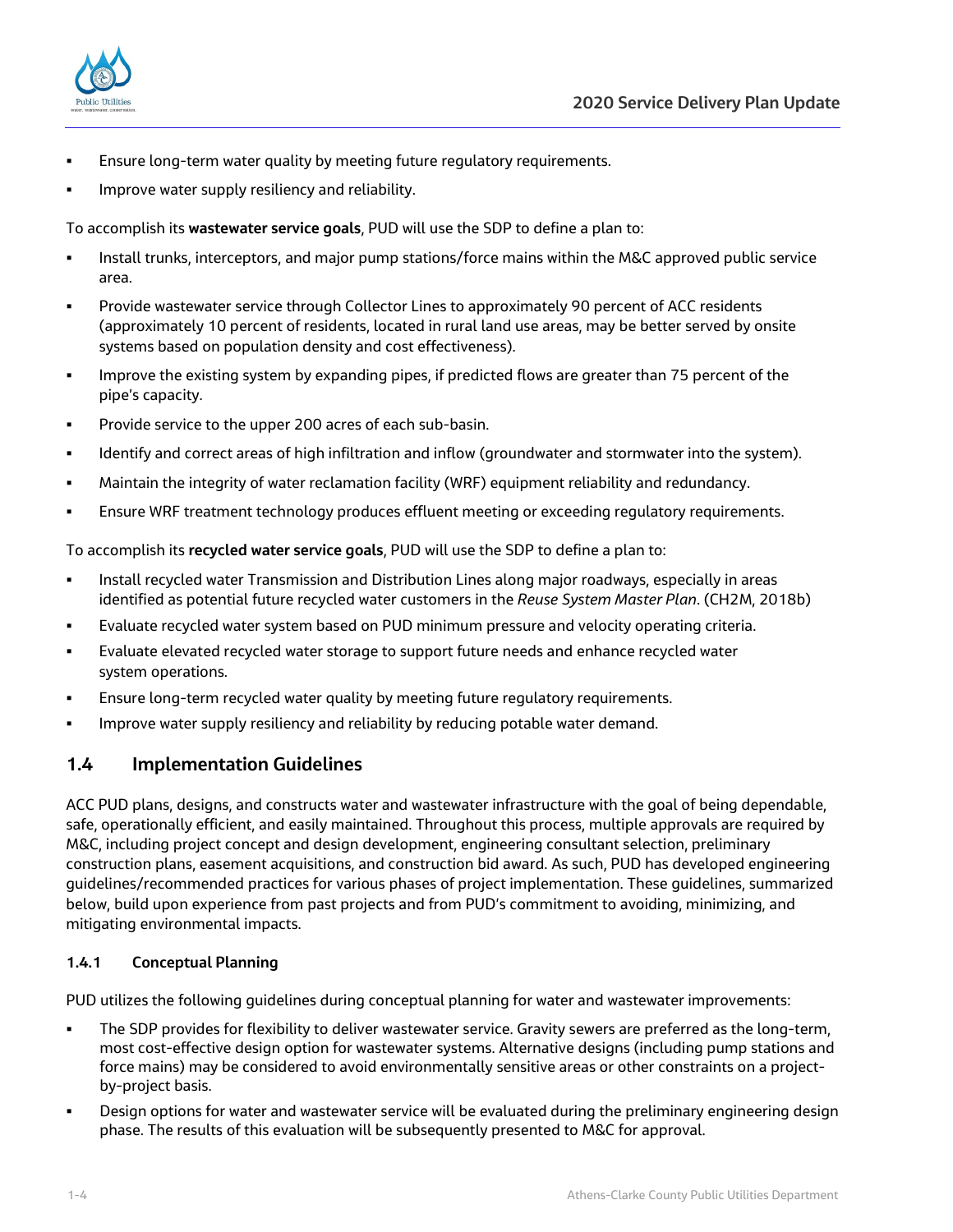- Ensure long-term water quality by meeting future regulatory requirements.
- Improve water supply resiliency and reliability.

To accomplish its **wastewater service goals**, PUD will use the SDP to define a plan to:

- Install trunks, interceptors, and major pump stations/force mains within the M&C approved public service area.
- Provide wastewater service through Collector Lines to approximately 90 percent of ACC residents (approximately 10 percent of residents, located in rural land use areas, may be better served by onsite systems based on population density and cost effectiveness).
- Improve the existing system by expanding pipes, if predicted flows are greater than 75 percent of the pipe's capacity.
- Provide service to the upper 200 acres of each sub-basin.
- Identify and correct areas of high infiltration and inflow (groundwater and stormwater into the system).
- Maintain the integrity of water reclamation facility (WRF) equipment reliability and redundancy.
- Ensure WRF treatment technology produces effluent meeting or exceeding regulatory requirements.

To accomplish its **recycled water service goals**, PUD will use the SDP to define a plan to:

- Install recycled water Transmission and Distribution Lines along major roadways, especially in areas identified as potential future recycled water customers in the *Reuse System Master Plan*. (CH2M, 2018b)
- Evaluate recycled water system based on PUD minimum pressure and velocity operating criteria.
- Evaluate elevated recycled water storage to support future needs and enhance recycled water system operations.
- Ensure long-term recycled water quality by meeting future regulatory requirements.
- Improve water supply resiliency and reliability by reducing potable water demand.

## 1.4 Implementation Guidelines

ACC PUD plans, designs, and constructs water and wastewater infrastructure with the goal of being dependable, safe, operationally efficient, and easily maintained. Throughout this process, multiple approvals are required by M&C, including project concept and design development, engineering consultant selection, preliminary construction plans, easement acquisitions, and construction bid award. As such, PUD has developed engineering guidelines/recommended practices for various phases of project implementation. These guidelines, summarized below, build upon experience from past projects and from PUD's commitment to avoiding, minimizing, and mitigating environmental impacts.

### 1.4.1 Conceptual Planning

PUD utilizes the following guidelines during conceptual planning for water and wastewater improvements:

- The SDP provides for flexibility to deliver wastewater service. Gravity sewers are preferred as the long-term, most cost-effective design option for wastewater systems. Alternative designs (including pump stations and force mains) may be considered to avoid environmentally sensitive areas or other constraints on a project-by-project basis.
- Design options for water and wastewater service will be evaluated during the preliminary engineering design phase. The results of this evaluation will be subsequently presented to M&C for approval.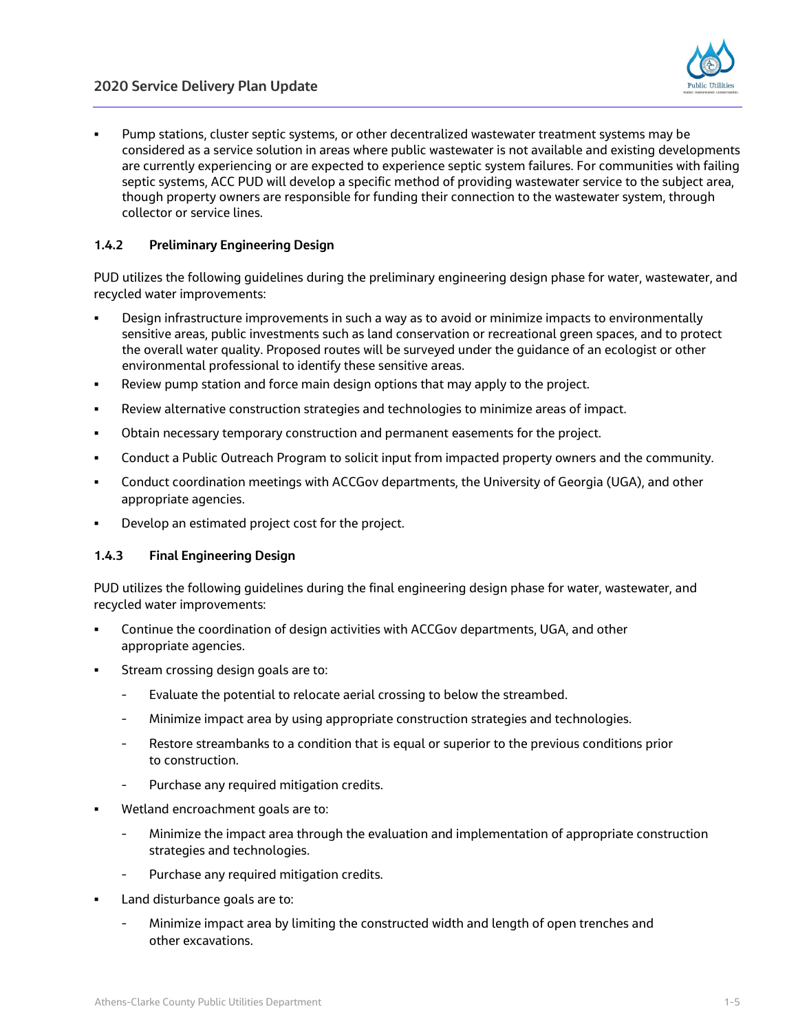- Pump stations, cluster septic systems, or other decentralized wastewater treatment systems may be considered as a service solution in areas where public wastewater is not available and existing developments are currently experiencing or are expected to experience septic system failures. For communities with failing septic systems, ACC PUD will develop a specific method of providing wastewater service to the subject area, though property owners are responsible for funding their connection to the wastewater system, through collector or service lines.

### 1.4.2 Preliminary Engineering Design

PUD utilizes the following guidelines during the preliminary engineering design phase for water, wastewater, and recycled water improvements:

- Design infrastructure improvements in such a way as to avoid or minimize impacts to environmentally sensitive areas, public investments such as land conservation or recreational green spaces, and to protect the overall water quality. Proposed routes will be surveyed under the guidance of an ecologist or other environmental professional to identify these sensitive areas.
- Review pump station and force main design options that may apply to the project.
- Review alternative construction strategies and technologies to minimize areas of impact.
- Obtain necessary temporary construction and permanent easements for the project.
- Conduct a Public Outreach Program to solicit input from impacted property owners and the community.
- Conduct coordination meetings with ACCGov departments, the University of Georgia (UGA), and other appropriate agencies.
- Develop an estimated project cost for the project.

### 1.4.3 Final Engineering Design

PUD utilizes the following guidelines during the final engineering design phase for water, wastewater, and recycled water improvements:

- Continue the coordination of design activities with ACCGov departments, UGA, and other appropriate agencies.
- Stream crossing design goals are to:
  - Evaluate the potential to relocate aerial crossing to below the streambed.
  - Minimize impact area by using appropriate construction strategies and technologies.
  - Restore streambanks to a condition that is equal or superior to the previous conditions prior to construction.
  - Purchase any required mitigation credits.
- Wetland encroachment goals are to:
  - Minimize the impact area through the evaluation and implementation of appropriate construction strategies and technologies.
  - Purchase any required mitigation credits.
- Land disturbance goals are to:
  - Minimize impact area by limiting the constructed width and length of open trenches and other excavations.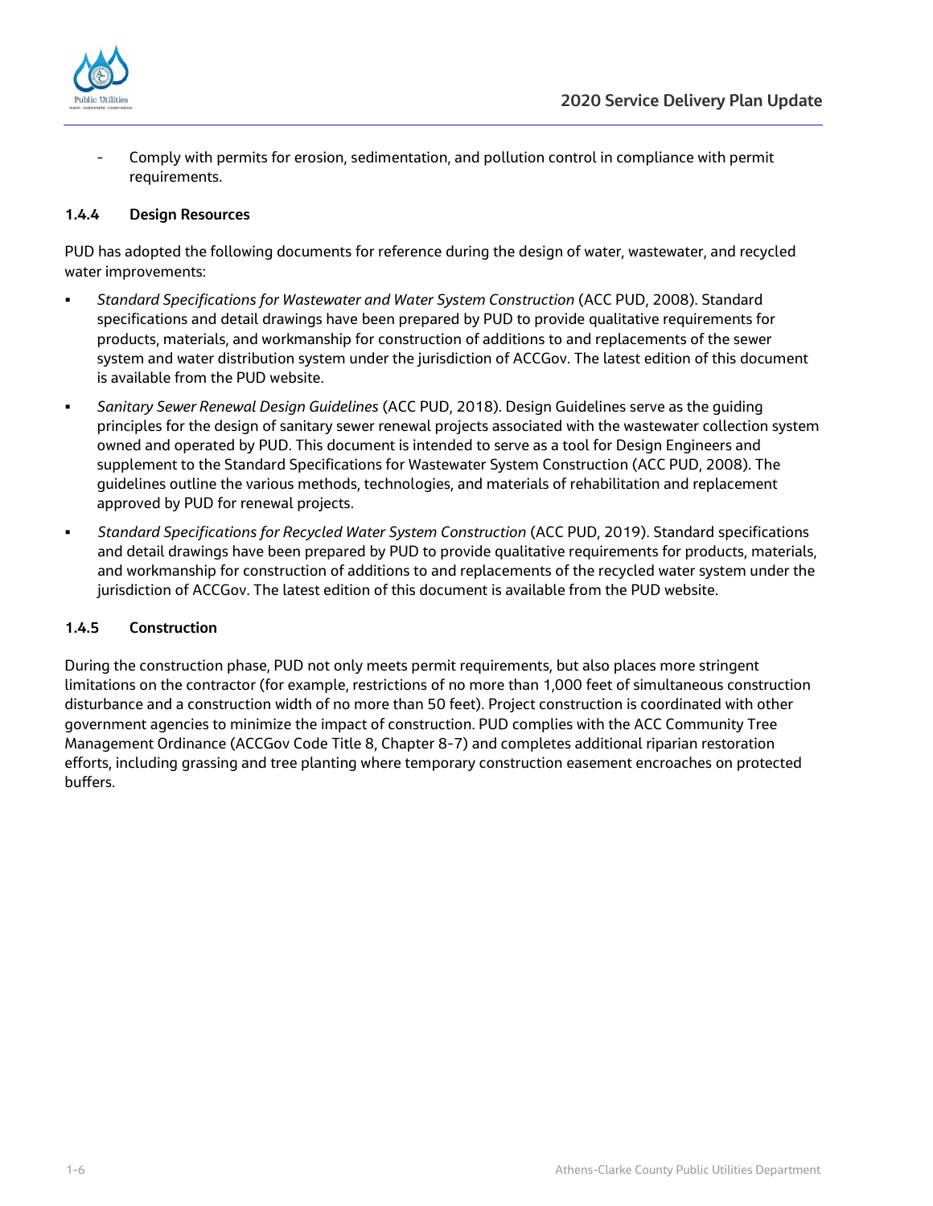- Comply with permits for erosion, sedimentation, and pollution control in compliance with permit requirements.

### 1.4.4 Design Resources

PUD has adopted the following documents for reference during the design of water, wastewater, and recycled water improvements:

- *Standard Specifications for Wastewater and Water System Construction* (ACC PUD, 2008). Standard specifications and detail drawings have been prepared by PUD to provide qualitative requirements for products, materials, and workmanship for construction of additions to and replacements of the sewer system and water distribution system under the jurisdiction of ACCGov. The latest edition of this document is available from the PUD website.
- *Sanitary Sewer Renewal Design Guidelines* (ACC PUD, 2018). Design Guidelines serve as the guiding principles for the design of sanitary sewer renewal projects associated with the wastewater collection system owned and operated by PUD. This document is intended to serve as a tool for Design Engineers and supplement to the Standard Specifications for Wastewater System Construction (ACC PUD, 2008). The guidelines outline the various methods, technologies, and materials of rehabilitation and replacement approved by PUD for renewal projects.
- *Standard Specifications for Recycled Water System Construction* (ACC PUD, 2019). Standard specifications and detail drawings have been prepared by PUD to provide qualitative requirements for products, materials, and workmanship for construction of additions to and replacements of the recycled water system under the jurisdiction of ACCGov. The latest edition of this document is available from the PUD website.

### 1.4.5 Construction

During the construction phase, PUD not only meets permit requirements, but also places more stringent limitations on the contractor (for example, restrictions of no more than 1,000 feet of simultaneous construction disturbance and a construction width of no more than 50 feet). Project construction is coordinated with other government agencies to minimize the impact of construction. PUD complies with the ACC Community Tree Management Ordinance (ACCGov Code Title 8, Chapter 8-7) and completes additional riparian restoration efforts, including grassing and tree planting where temporary construction easement encroaches on protected buffers.